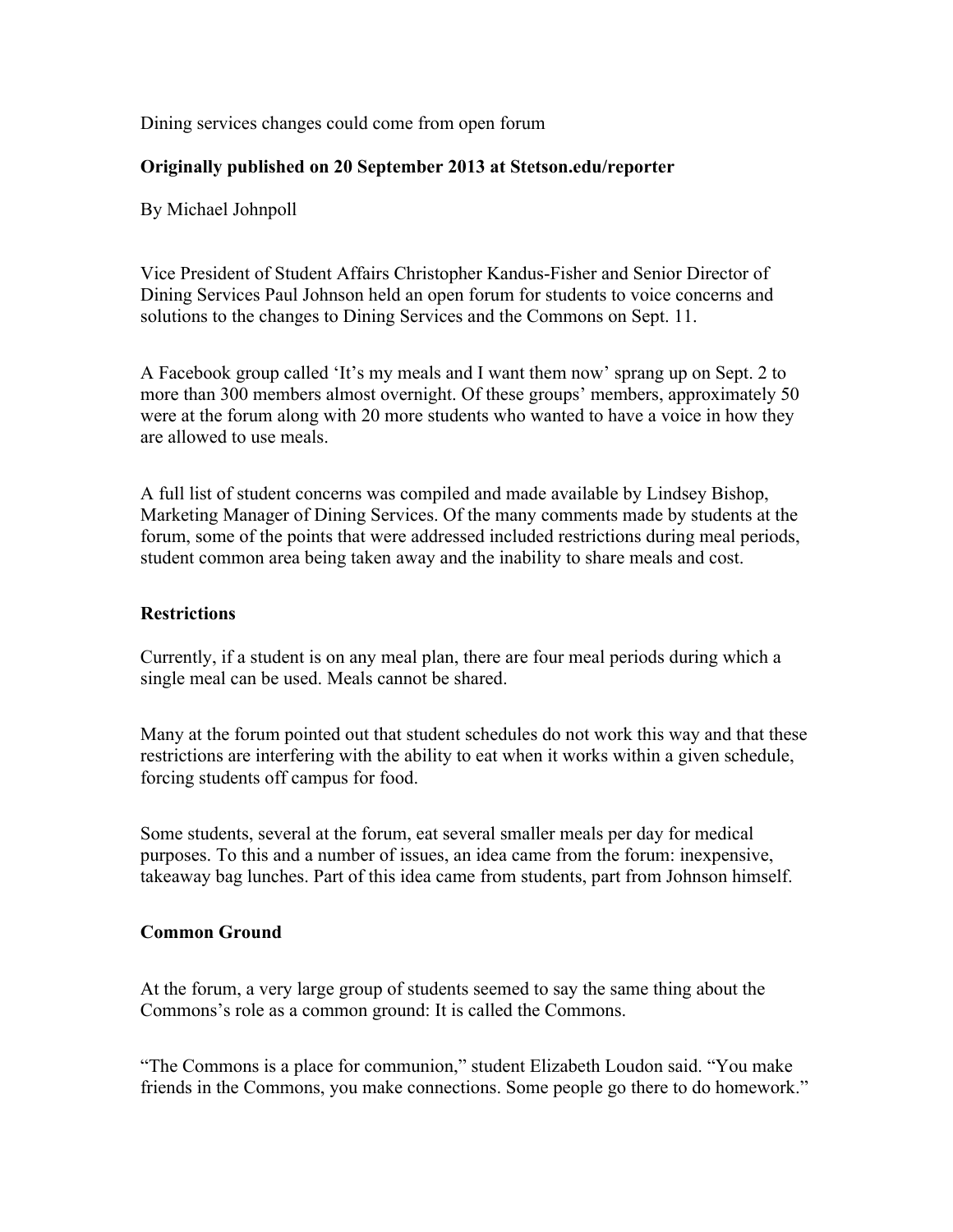Dining services changes could come from open forum

**Originally published on 20 September 2013 at Stetson.edu/reporter**

By Michael Johnpoll

Vice President of Student Affairs Christopher Kandus-Fisher and Senior Director of Dining Services Paul Johnson held an open forum for students to voice concerns and solutions to the changes to Dining Services and the Commons on Sept. 11.

A Facebook group called 'It's my meals and I want them now' sprang up on Sept. 2 to more than 300 members almost overnight. Of these groups' members, approximately 50 were at the forum along with 20 more students who wanted to have a voice in how they are allowed to use meals.

A full list of student concerns was compiled and made available by Lindsey Bishop, Marketing Manager of Dining Services. Of the many comments made by students at the forum, some of the points that were addressed included restrictions during meal periods, student common area being taken away and the inability to share meals and cost.

**Restrictions**

Currently, if a student is on any meal plan, there are four meal periods during which a single meal can be used. Meals cannot be shared.

Many at the forum pointed out that student schedules do not work this way and that these restrictions are interfering with the ability to eat when it works within a given schedule, forcing students off campus for food.

Some students, several at the forum, eat several smaller meals per day for medical purposes. To this and a number of issues, an idea came from the forum: inexpensive, takeaway bag lunches. Part of this idea came from students, part from Johnson himself.

**Common Ground**

At the forum, a very large group of students seemed to say the same thing about the Commons's role as a common ground: It is called the Commons.

"The Commons is a place for communion," student Elizabeth Loudon said. "You make friends in the Commons, you make connections. Some people go there to do homework."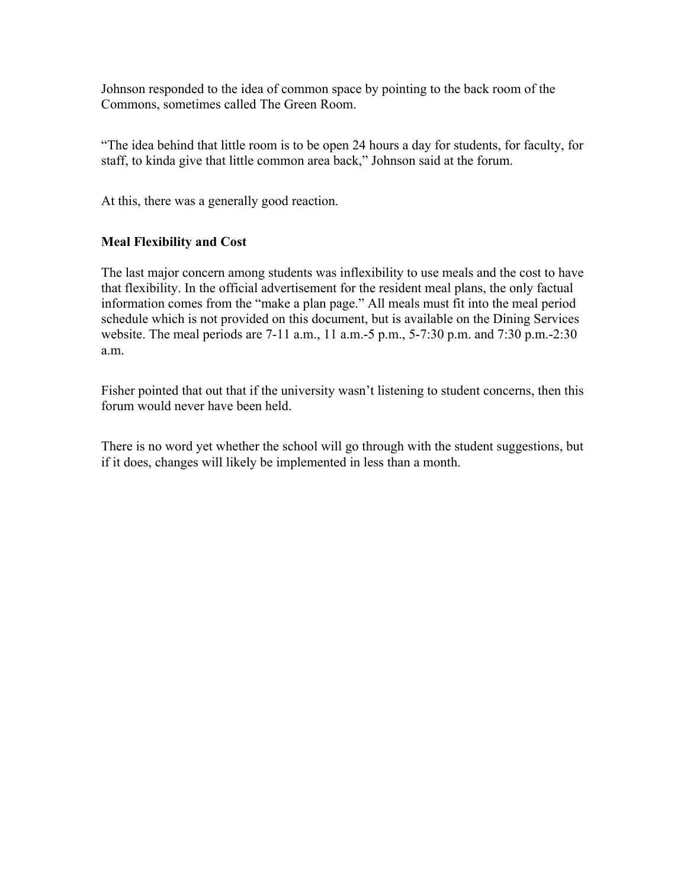Johnson responded to the idea of common space by pointing to the back room of the Commons, sometimes called The Green Room.

"The idea behind that little room is to be open 24 hours a day for students, for faculty, for staff, to kinda give that little common area back," Johnson said at the forum.

At this, there was a generally good reaction.

**Meal Flexibility and Cost**

The last major concern among students was inflexibility to use meals and the cost to have that flexibility. In the official advertisement for the resident meal plans, the only factual information comes from the "make a plan page." All meals must fit into the meal period schedule which is not provided on this document, but is available on the Dining Services website. The meal periods are 7-11 a.m., 11 a.m.-5 p.m., 5-7:30 p.m. and 7:30 p.m.-2:30 a.m.

Fisher pointed that out that if the university wasn't listening to student concerns, then this forum would never have been held.

There is no word yet whether the school will go through with the student suggestions, but if it does, changes will likely be implemented in less than a month.